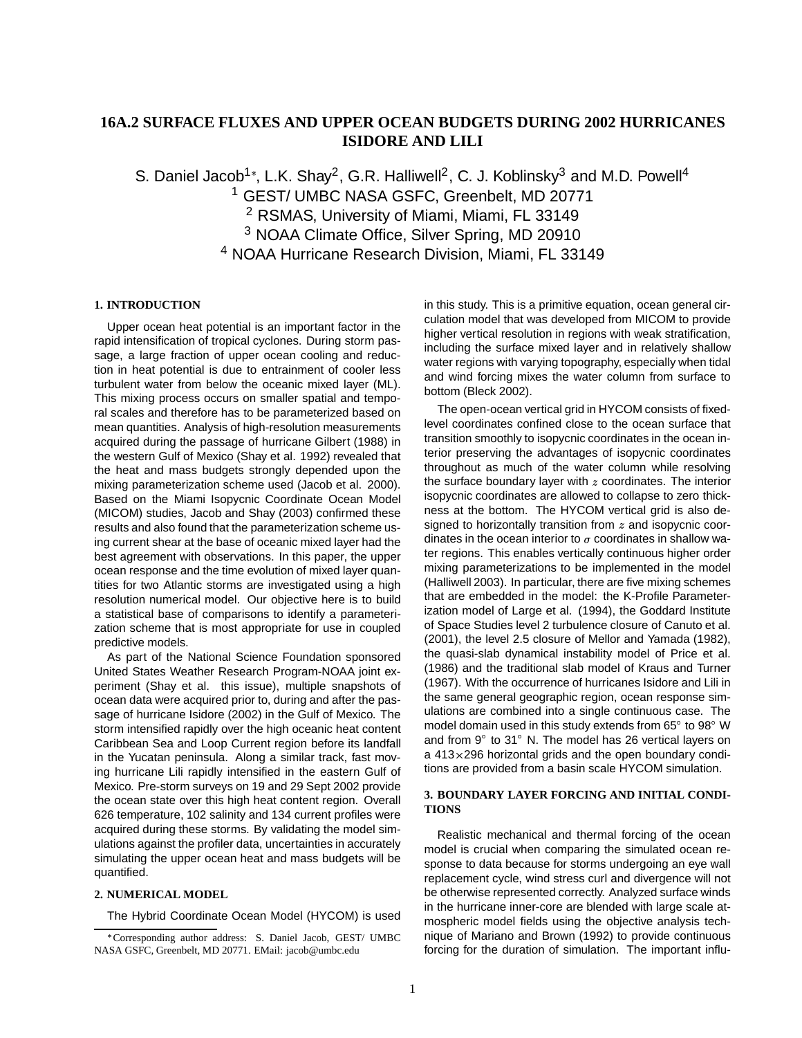# 16A.2 SURFACE FLUXES AND UPPER OCEAN BUDGETS DURING 2002 HURRICANES ISIDORE AND LILI

S. Daniel Jacob[1]*, L.K. Shay[2], G.R. Halliwell[2], C. J. Koblinsky[3] and M.D. Powell[4]

[1] GEST/ UMBC NASA GSFC, Greenbelt, MD 20771

[2] RSMAS, University of Miami, Miami, FL 33149

[3] NOAA Climate Office, Silver Spring, MD 20910

[4] NOAA Hurricane Research Division, Miami, FL 33149

## 1. INTRODUCTION

Upper ocean heat potential is an important factor in the rapid intensification of tropical cyclones. During storm passage, a large fraction of upper ocean cooling and reduction in heat potential is due to entrainment of cooler less turbulent water from below the oceanic mixed layer (ML). This mixing process occurs on smaller spatial and temporal scales and therefore has to be parameterized based on mean quantities. Analysis of high-resolution measurements acquired during the passage of hurricane Gilbert (1988) in the western Gulf of Mexico (Shay et al. 1992) revealed that the heat and mass budgets strongly depended upon the mixing parameterization scheme used (Jacob et al. 2000). Based on the Miami Isopycnic Coordinate Ocean Model (MICOM) studies, Jacob and Shay (2003) confirmed these results and also found that the parameterization scheme using current shear at the base of oceanic mixed layer had the best agreement with observations. In this paper, the upper ocean response and the time evolution of mixed layer quantities for two Atlantic storms are investigated using a high resolution numerical model. Our objective here is to build a statistical base of comparisons to identify a parameterization scheme that is most appropriate for use in coupled predictive models.

As part of the National Science Foundation sponsored United States Weather Research Program-NOAA joint experiment (Shay et al. this issue), multiple snapshots of ocean data were acquired prior to, during and after the passage of hurricane Isidore (2002) in the Gulf of Mexico. The storm intensified rapidly over the high oceanic heat content Caribbean Sea and Loop Current region before its landfall in the Yucatan peninsula. Along a similar track, fast moving hurricane Lili rapidly intensified in the eastern Gulf of Mexico. Pre-storm surveys on 19 and 29 Sept 2002 provide the ocean state over this high heat content region. Overall 626 temperature, 102 salinity and 134 current profiles were acquired during these storms. By validating the model simulations against the profiler data, uncertainties in accurately simulating the upper ocean heat and mass budgets will be quantified.

## 2. NUMERICAL MODEL

The Hybrid Coordinate Ocean Model (HYCOM) is used in this study. This is a primitive equation, ocean general circulation model that was developed from MICOM to provide higher vertical resolution in regions with weak stratification, including the surface mixed layer and in relatively shallow water regions with varying topography, especially when tidal and wind forcing mixes the water column from surface to bottom (Bleck 2002).

The open-ocean vertical grid in HYCOM consists of fixed-level coordinates confined close to the ocean surface that transition smoothly to isopycnic coordinates in the ocean interior preserving the advantages of isopycnic coordinates throughout as much of the water column while resolving the surface boundary layer with $z$ coordinates. The interior isopycnic coordinates are allowed to collapse to zero thickness at the bottom. The HYCOM vertical grid is also designed to horizontally transition from $z$ and isopycnic coordinates in the ocean interior to $\sigma$ coordinates in shallow water regions. This enables vertically continuous higher order mixing parameterizations to be implemented in the model (Halliwell 2003). In particular, there are five mixing schemes that are embedded in the model: the K-Profile Parameterization model of Large et al. (1994), the Goddard Institute of Space Studies level 2 turbulence closure of Canuto et al. (2001), the level 2.5 closure of Mellor and Yamada (1982), the quasi-slab dynamical instability model of Price et al. (1986) and the traditional slab model of Kraus and Turner (1967). With the occurrence of hurricanes Isidore and Lili in the same general geographic region, ocean response simulations are combined into a single continuous case. The model domain used in this study extends from 65° to 98° W and from 9° to 31° N. The model has 26 vertical layers on a 413×296 horizontal grids and the open boundary conditions are provided from a basin scale HYCOM simulation.

## 3. BOUNDARY LAYER FORCING AND INITIAL CONDITIONS

Realistic mechanical and thermal forcing of the ocean model is crucial when comparing the simulated ocean response to data because for storms undergoing an eye wall replacement cycle, wind stress curl and divergence will not be otherwise represented correctly. Analyzed surface winds in the hurricane inner-core are blended with large scale atmospheric model fields using the objective analysis technique of Mariano and Brown (1992) to provide continuous forcing for the duration of simulation. The important influ-

*Corresponding author address: S. Daniel Jacob, GEST/ UMBC NASA GSFC, Greenbelt, MD 20771. EMail: jacob@umbc.edu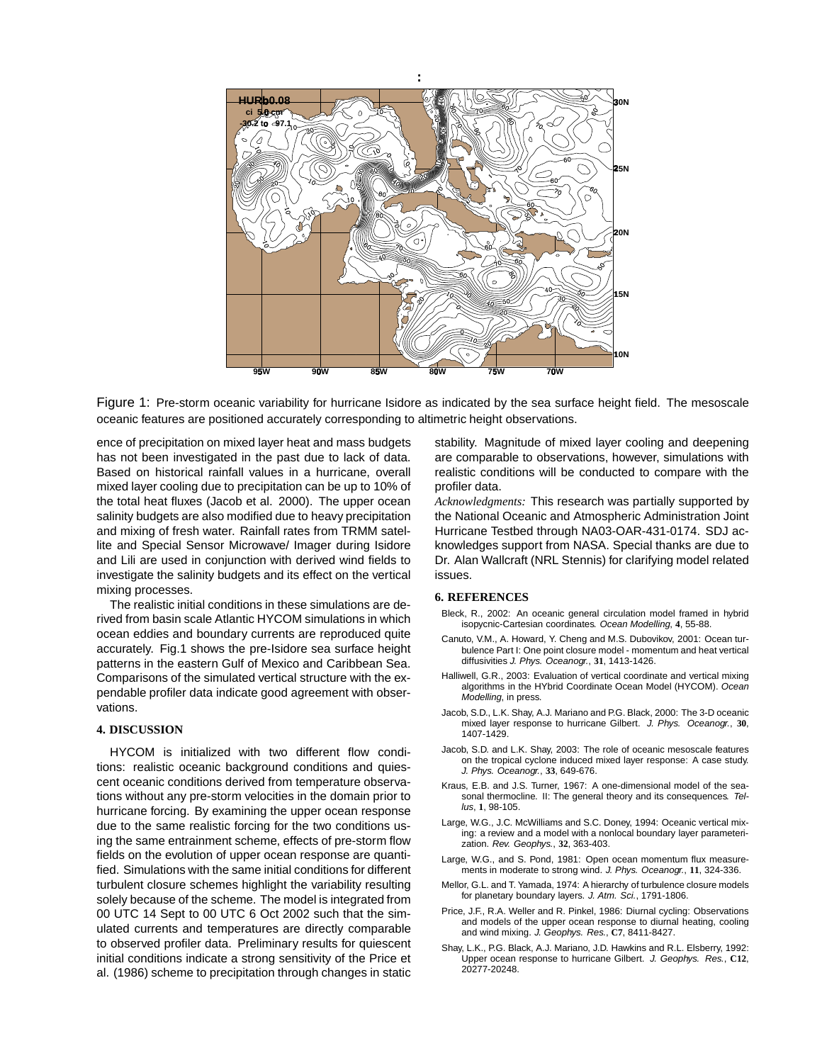:

HURb0.08
ci 5.0 cm
-30.2 to 97.1

30N
25N
20N
15N
10N
95W
90W
85W
80W
75W
70W

Figure 1: Pre-storm oceanic variability for hurricane Isidore as indicated by the sea surface height field. The mesoscale oceanic features are positioned accurately corresponding to altimetric height observations.

ence of precipitation on mixed layer heat and mass budgets has not been investigated in the past due to lack of data. Based on historical rainfall values in a hurricane, overall mixed layer cooling due to precipitation can be up to 10% of the total heat fluxes (Jacob et al. 2000). The upper ocean salinity budgets are also modified due to heavy precipitation and mixing of fresh water. Rainfall rates from TRMM satellite and Special Sensor Microwave/ Imager during Isidore and Lili are used in conjunction with derived wind fields to investigate the salinity budgets and its effect on the vertical mixing processes.

The realistic initial conditions in these simulations are derived from basin scale Atlantic HYCOM simulations in which ocean eddies and boundary currents are reproduced quite accurately. Fig.1 shows the pre-Isidore sea surface height patterns in the eastern Gulf of Mexico and Caribbean Sea. Comparisons of the simulated vertical structure with the expendable profiler data indicate good agreement with observations.

## 4. DISCUSSION

HYCOM is initialized with two different flow conditions: realistic oceanic background conditions and quiescent oceanic conditions derived from temperature observations without any pre-storm velocities in the domain prior to hurricane forcing. By examining the upper ocean response due to the same realistic forcing for the two conditions using the same entrainment scheme, effects of pre-storm flow fields on the evolution of upper ocean response are quantified. Simulations with the same initial conditions for different turbulent closure schemes highlight the variability resulting solely because of the scheme. The model is integrated from 00 UTC 14 Sept to 00 UTC 6 Oct 2002 such that the simulated currents and temperatures are directly comparable to observed profiler data. Preliminary results for quiescent initial conditions indicate a strong sensitivity of the Price et al. (1986) scheme to precipitation through changes in static stability. Magnitude of mixed layer cooling and deepening are comparable to observations, however, simulations with realistic conditions will be conducted to compare with the profiler data.

*Acknowledgments:* This research was partially supported by the National Oceanic and Atmospheric Administration Joint Hurricane Testbed through NA03-OAR-431-0174. SDJ acknowledges support from NASA. Special thanks are due to Dr. Alan Wallcraft (NRL Stennis) for clarifying model related issues.

## 6. REFERENCES

Bleck, R., 2002: An oceanic general circulation model framed in hybrid isopycnic-Cartesian coordinates. *Ocean Modelling*, **4**, 55-88.

Canuto, V.M., A. Howard, Y. Cheng and M.S. Dubovikov, 2001: Ocean turbulence Part I: One point closure model - momentum and heat vertical diffusivities *J. Phys. Oceanogr.*, **31**, 1413-1426.

Halliwell, G.R., 2003: Evaluation of vertical coordinate and vertical mixing algorithms in the HYbrid Coordinate Ocean Model (HYCOM). *Ocean Modelling*, in press.

Jacob, S.D., L.K. Shay, A.J. Mariano and P.G. Black, 2000: The 3-D oceanic mixed layer response to hurricane Gilbert. *J. Phys. Oceanogr.*, **30**, 1407-1429.

Jacob, S.D. and L.K. Shay, 2003: The role of oceanic mesoscale features on the tropical cyclone induced mixed layer response: A case study. *J. Phys. Oceanogr.*, **33**, 649-676.

Kraus, E.B. and J.S. Turner, 1967: A one-dimensional model of the seasonal thermocline. II: The general theory and its consequences. *Tellus*, **1**, 98-105.

Large, W.G., J.C. McWilliams and S.C. Doney, 1994: Oceanic vertical mixing: a review and a model with a nonlocal boundary layer parameterization. *Rev. Geophys.*, **32**, 363-403.

Large, W.G., and S. Pond, 1981: Open ocean momentum flux measurements in moderate to strong wind. *J. Phys. Oceanogr.*, **11**, 324-336.

Mellor, G.L. and T. Yamada, 1974: A hierarchy of turbulence closure models for planetary boundary layers. *J. Atm. Sci.*, 1791-1806.

Price, J.F., R.A. Weller and R. Pinkel, 1986: Diurnal cycling: Observations and models of the upper ocean response to diurnal heating, cooling and wind mixing. *J. Geophys. Res.*, **C7**, 8411-8427.

Shay, L.K., P.G. Black, A.J. Mariano, J.D. Hawkins and R.L. Elsberry, 1992: Upper ocean response to hurricane Gilbert. *J. Geophys. Res.*, **C12**, 20277-20248.